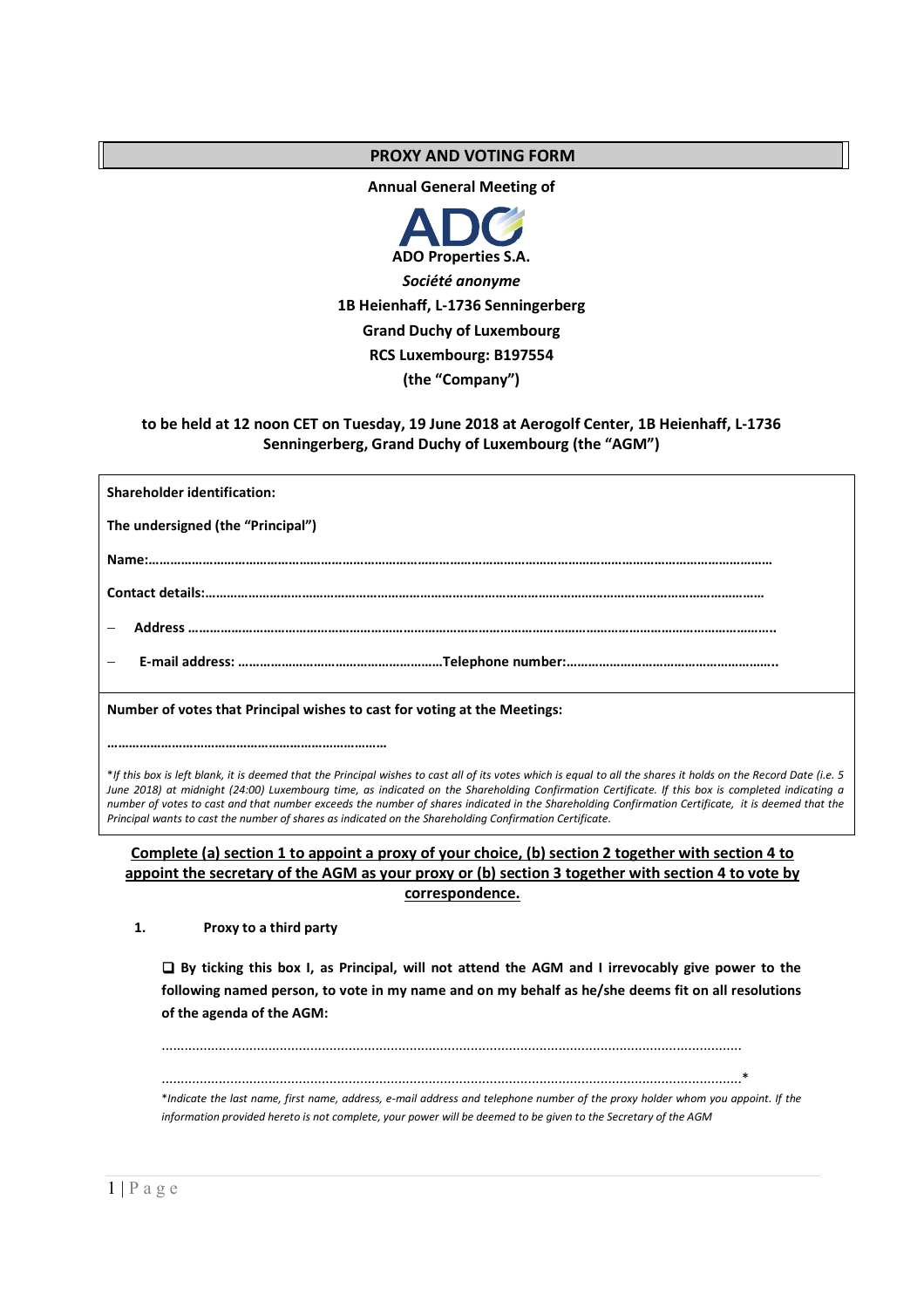# PROXY AND VOTING FORM

**Annual General Meeting of**

**ADO Properties S.A.**

***Société anonyme***

**1B Heienhaff, L-1736 Senningerberg**

**Grand Duchy of Luxembourg**

**RCS Luxembourg: B197554**

**(the "Company")**

**to be held at 12 noon CET on Tuesday, 19 June 2018 at Aerogolf Center, 1B Heienhaff, L-1736 Senningerberg, Grand Duchy of Luxembourg (the "AGM")**

**Shareholder identification:**

**The undersigned (the "Principal")**

**Name:………………………………………………………………………………………………………………………………………………………**

**Contact details:……………………………………………………………………………………………………………………………………**

- **Address ………………………………………………………………………………………………………………………………………………..**
- **E-mail address: …………………………………………………Telephone number:…………………………………………………..**

**Number of votes that Principal wishes to cast for voting at the Meetings:**

**…………………………………………………………………**

*\*If this box is left blank, it is deemed that the Principal wishes to cast all of its votes which is equal to all the shares it holds on the Record Date (i.e. 5 June 2018) at midnight (24:00) Luxembourg time, as indicated on the Shareholding Confirmation Certificate. If this box is completed indicating a number of votes to cast and that number exceeds the number of shares indicated in the Shareholding Confirmation Certificate, it is deemed that the Principal wants to cast the number of shares as indicated on the Shareholding Confirmation Certificate.*

**<u>Complete (a) section 1 to appoint a proxy of your choice, (b) section 2 together with section 4 to appoint the secretary of the AGM as your proxy or (b) section 3 together with section 4 to vote by correspondence.</u>**

## 1. Proxy to a third party

❑ **By ticking this box I, as Principal, will not attend the AGM and I irrevocably give power to the following named person, to vote in my name and on my behalf as he/she deems fit on all resolutions of the agenda of the AGM:**

.....................................................................................................................................................

.....................................................................................................................................................*

*\*Indicate the last name, first name, address, e-mail address and telephone number of the proxy holder whom you appoint. If the information provided hereto is not complete, your power will be deemed to be given to the Secretary of the AGM*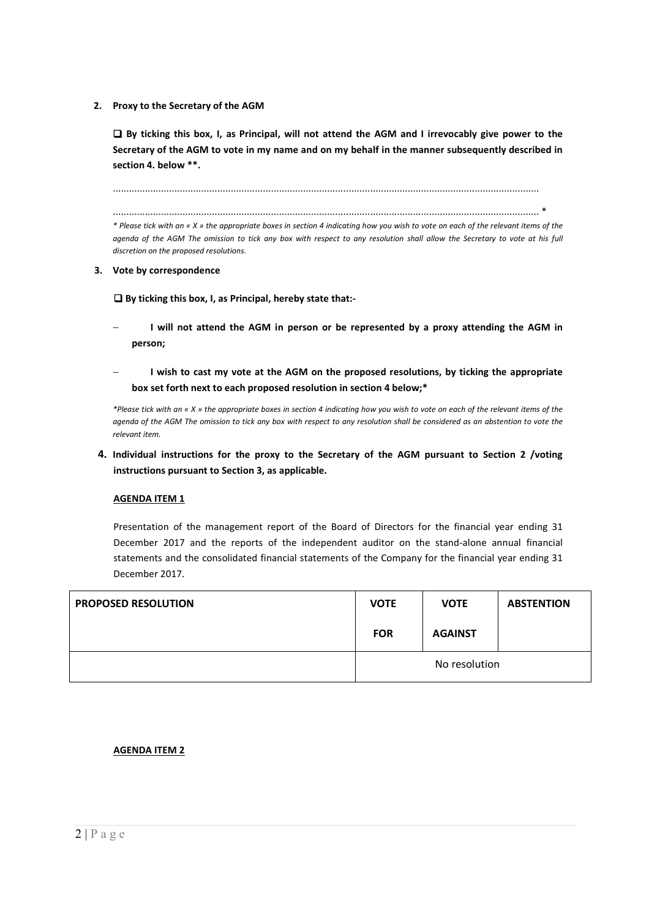2. **Proxy to the Secretary of the AGM**

   ❑ **By ticking this box, I, as Principal, will not attend the AGM and I irrevocably give power to the Secretary of the AGM to vote in my name and on my behalf in the manner subsequently described in section 4. below \*\*.**

   ..........................................................................................................................................................

   .......................................................................................................................................................... *

   *\* Please tick with an « X » the appropriate boxes in section 4 indicating how you wish to vote on each of the relevant items of the agenda of the AGM The omission to tick any box with respect to any resolution shall allow the Secretary to vote at his full discretion on the proposed resolutions.*

3. **Vote by correspondence**

   ❑ **By ticking this box, I, as Principal, hereby state that:-**

   - **I will not attend the AGM in person or be represented by a proxy attending the AGM in person;**
   - **I wish to cast my vote at the AGM on the proposed resolutions, by ticking the appropriate box set forth next to each proposed resolution in section 4 below;\***

   *\*Please tick with an « X » the appropriate boxes in section 4 indicating how you wish to vote on each of the relevant items of the agenda of the AGM The omission to tick any box with respect to any resolution shall be considered as an abstention to vote the relevant item.*

4. **Individual instructions for the proxy to the Secretary of the AGM pursuant to Section 2 /voting instructions pursuant to Section 3, as applicable.**

   **AGENDA ITEM 1**

   Presentation of the management report of the Board of Directors for the financial year ending 31 December 2017 and the reports of the independent auditor on the stand-alone annual financial statements and the consolidated financial statements of the Company for the financial year ending 31 December 2017.

| PROPOSED RESOLUTION | VOTE FOR | VOTE AGAINST | ABSTENTION |
|---|---|---|---|
| | No resolution | | |

**AGENDA ITEM 2**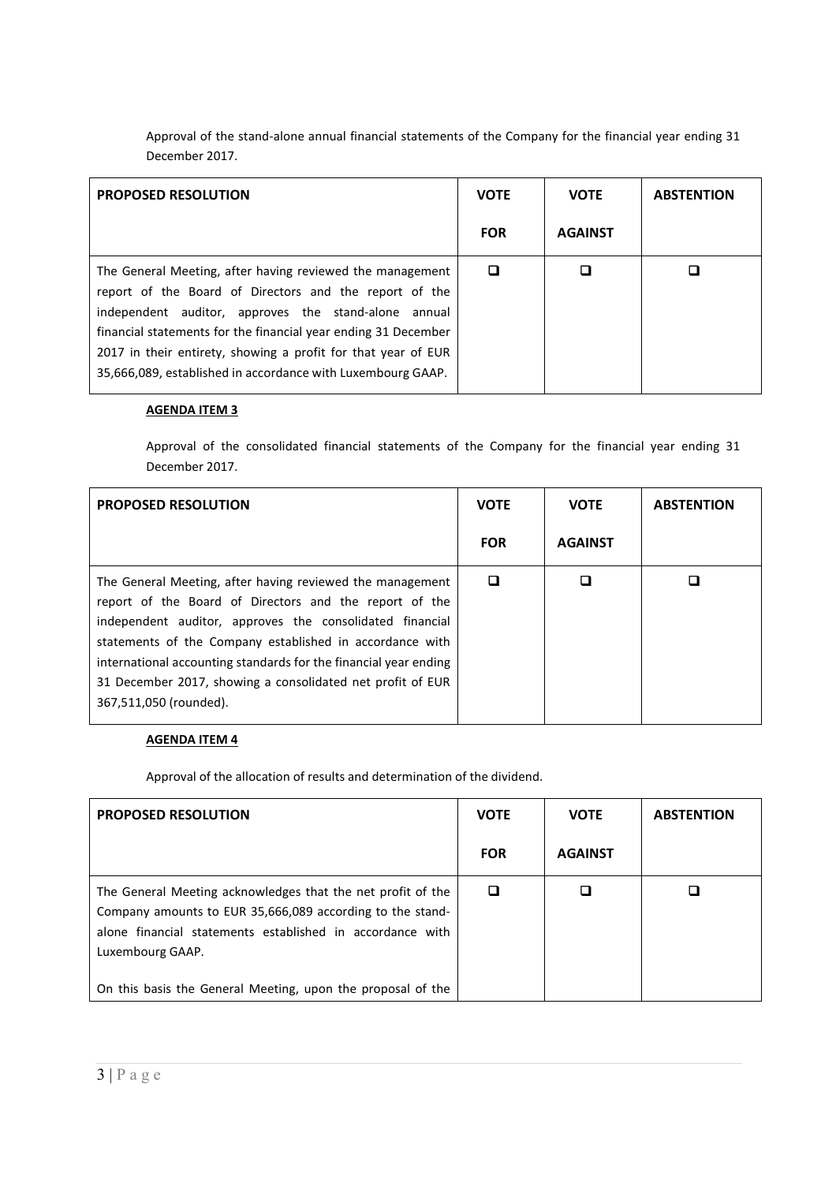Approval of the stand-alone annual financial statements of the Company for the financial year ending 31 December 2017.

| PROPOSED RESOLUTION | VOTE FOR | VOTE AGAINST | ABSTENTION |
|---|---|---|---|
| The General Meeting, after having reviewed the management report of the Board of Directors and the report of the independent auditor, approves the stand-alone annual financial statements for the financial year ending 31 December 2017 in their entirety, showing a profit for that year of EUR 35,666,089, established in accordance with Luxembourg GAAP. | ❑ | ❑ | ❑ |

**AGENDA ITEM 3**

Approval of the consolidated financial statements of the Company for the financial year ending 31 December 2017.

| PROPOSED RESOLUTION | VOTE FOR | VOTE AGAINST | ABSTENTION |
|---|---|---|---|
| The General Meeting, after having reviewed the management report of the Board of Directors and the report of the independent auditor, approves the consolidated financial statements of the Company established in accordance with international accounting standards for the financial year ending 31 December 2017, showing a consolidated net profit of EUR 367,511,050 (rounded). | ❑ | ❑ | ❑ |

**AGENDA ITEM 4**

Approval of the allocation of results and determination of the dividend.

| PROPOSED RESOLUTION | VOTE FOR | VOTE AGAINST | ABSTENTION |
|---|---|---|---|
| The General Meeting acknowledges that the net profit of the Company amounts to EUR 35,666,089 according to the stand-alone financial statements established in accordance with Luxembourg GAAP.<br><br>On this basis the General Meeting, upon the proposal of the | ❑ | ❑ | ❑ |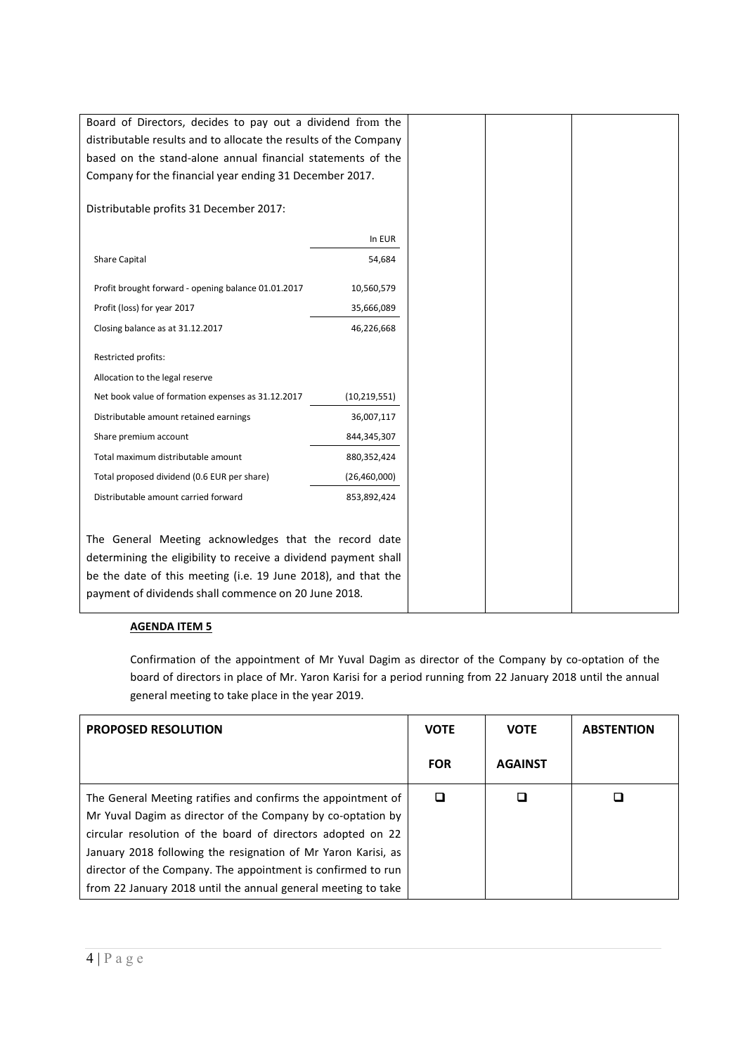| | | | |
|---|---|---|---|
| Board of Directors, decides to pay out a dividend from the distributable results and to allocate the results of the Company based on the stand-alone annual financial statements of the Company for the financial year ending 31 December 2017.<br><br>Distributable profits 31 December 2017:<br><br>In EUR<br>Share Capital 54,684<br>Profit brought forward - opening balance 01.01.2017 10,560,579<br>Profit (loss) for year 2017 35,666,089<br>Closing balance as at 31.12.2017 46,226,668<br>Restricted profits:<br>Allocation to the legal reserve<br>Net book value of formation expenses as 31.12.2017 (10,219,551)<br>Distributable amount retained earnings 36,007,117<br>Share premium account 844,345,307<br>Total maximum distributable amount 880,352,424<br>Total proposed dividend (0.6 EUR per share) (26,460,000)<br>Distributable amount carried forward 853,892,424<br><br>The General Meeting acknowledges that the record date determining the eligibility to receive a dividend payment shall be the date of this meeting (i.e. 19 June 2018), and that the payment of dividends shall commence on 20 June 2018. | | | |

| | In EUR |
|---|---|
| Share Capital | 54,684 |
| Profit brought forward - opening balance 01.01.2017 | 10,560,579 |
| Profit (loss) for year 2017 | 35,666,089 |
| Closing balance as at 31.12.2017 | 46,226,668 |
| Restricted profits: | |
| Allocation to the legal reserve | |
| Net book value of formation expenses as 31.12.2017 | (10,219,551) |
| Distributable amount retained earnings | 36,007,117 |
| Share premium account | 844,345,307 |
| Total maximum distributable amount | 880,352,424 |
| Total proposed dividend (0.6 EUR per share) | (26,460,000) |
| Distributable amount carried forward | 853,892,424 |

**AGENDA ITEM 5**

Confirmation of the appointment of Mr Yuval Dagim as director of the Company by co-optation of the board of directors in place of Mr. Yaron Karisi for a period running from 22 January 2018 until the annual general meeting to take place in the year 2019.

| PROPOSED RESOLUTION | VOTE FOR | VOTE AGAINST | ABSTENTION |
|---|---|---|---|
| The General Meeting ratifies and confirms the appointment of Mr Yuval Dagim as director of the Company by co-optation by circular resolution of the board of directors adopted on 22 January 2018 following the resignation of Mr Yaron Karisi, as director of the Company. The appointment is confirmed to run from 22 January 2018 until the annual general meeting to take | ☐ | ☐ | ☐ |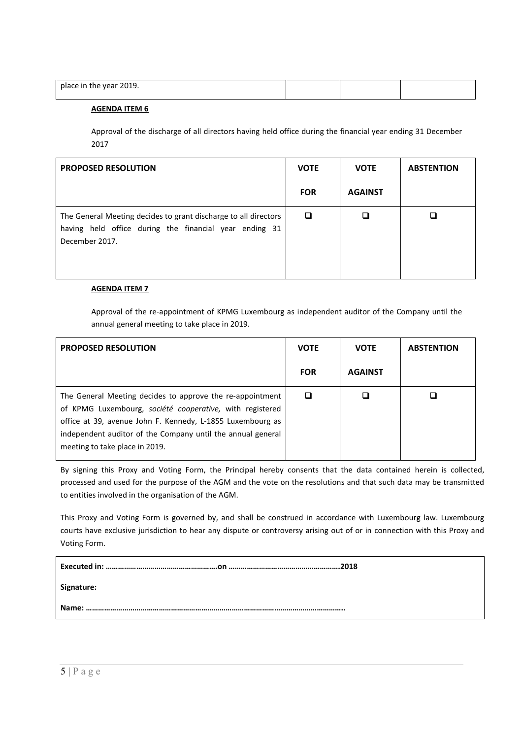| | | | |
|---|---|---|---|
| place in the year 2019. | | | |

**AGENDA ITEM 6**

Approval of the discharge of all directors having held office during the financial year ending 31 December 2017

| **PROPOSED RESOLUTION** | **VOTE FOR** | **VOTE AGAINST** | **ABSTENTION** |
|---|---|---|---|
| The General Meeting decides to grant discharge to all directors having held office during the financial year ending 31 December 2017. | ❑ | ❑ | ❑ |

**AGENDA ITEM 7**

Approval of the re-appointment of KPMG Luxembourg as independent auditor of the Company until the annual general meeting to take place in 2019.

| **PROPOSED RESOLUTION** | **VOTE FOR** | **VOTE AGAINST** | **ABSTENTION** |
|---|---|---|---|
| The General Meeting decides to approve the re-appointment of KPMG Luxembourg, *société cooperative,* with registered office at 39, avenue John F. Kennedy, L-1855 Luxembourg as independent auditor of the Company until the annual general meeting to take place in 2019. | ❑ | ❑ | ❑ |

By signing this Proxy and Voting Form, the Principal hereby consents that the data contained herein is collected, processed and used for the purpose of the AGM and the vote on the resolutions and that such data may be transmitted to entities involved in the organisation of the AGM.

This Proxy and Voting Form is governed by, and shall be construed in accordance with Luxembourg law. Luxembourg courts have exclusive jurisdiction to hear any dispute or controversy arising out of or in connection with this Proxy and Voting Form.

**Executed in: ………………………………………………on ……………………………………………….2018**

**Signature:**

**Name: ………………………………………………………………………………………………………..**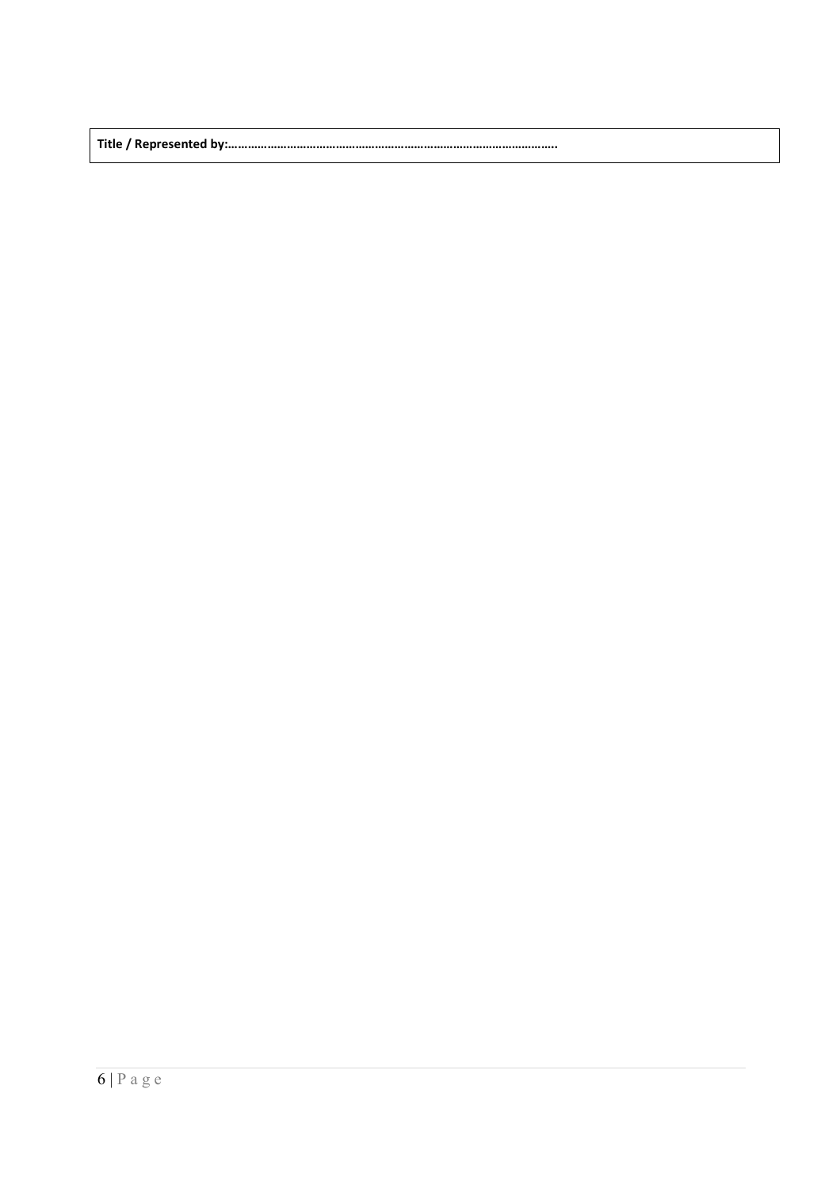**Title / Represented by:………………………………………………………………………………………..**